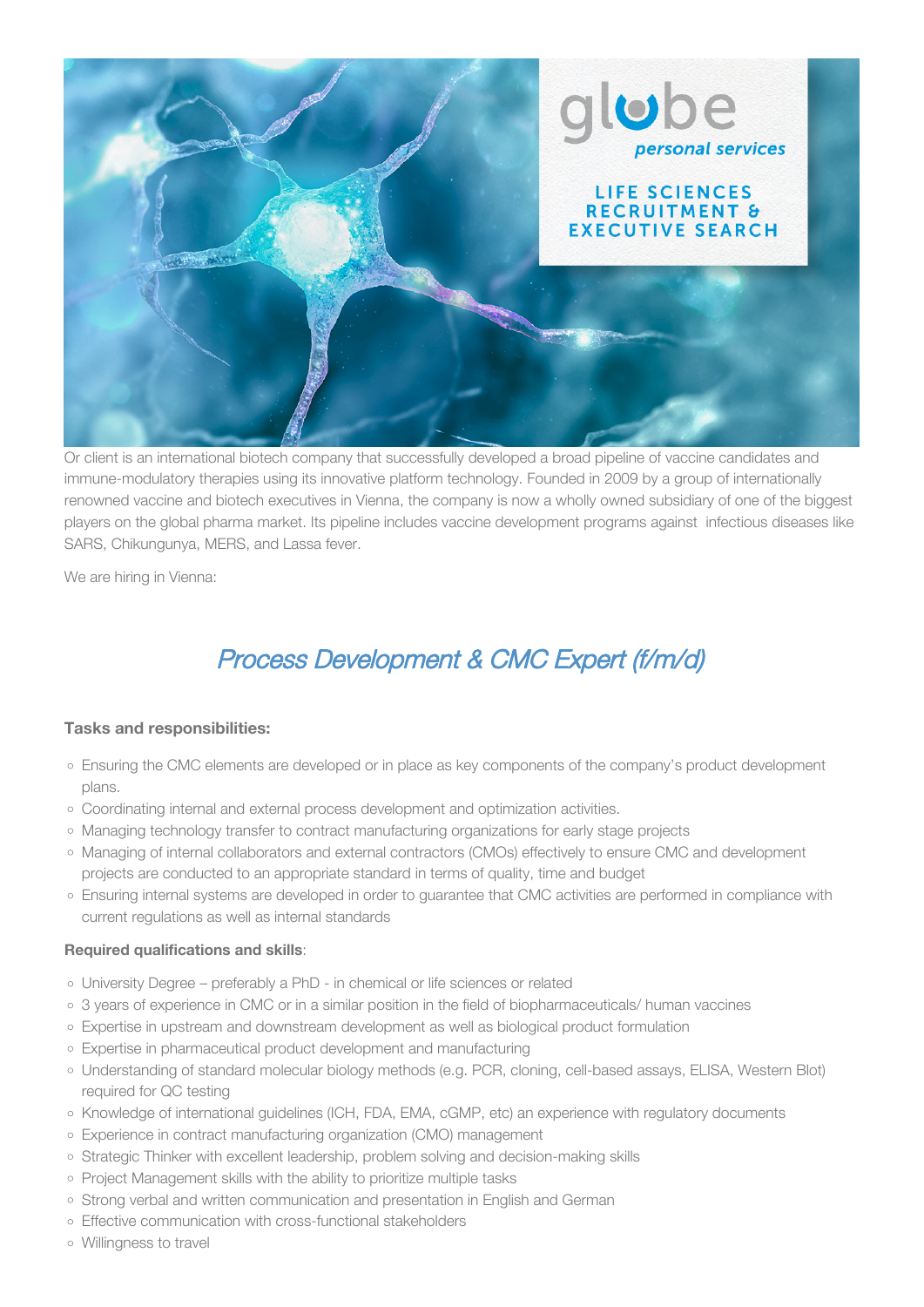Or client is an international biotech company that successfully developed a broad pipeline of vaccine candidates and immune-modulatory therapies using its innovative platform technology. Founded in 2009 by a group of internationally renowned vaccine and biotech executives in Vienna, the company is now a wholly owned subsidiary of one of the biggest players on the global pharma market. Its pipeline includes vaccine development programs against infectious diseases like SARS, Chikungunya, MERS, and Lassa fever.

We are hiring in Vienna:

# *Process Development & CMC Expert (f/m/d)*

**Tasks and responsibilities:**

- Ensuring the CMC elements are developed or in place as key components of the company's product development plans.
- Coordinating internal and external process development and optimization activities.
- Managing technology transfer to contract manufacturing organizations for early stage projects
- Managing of internal collaborators and external contractors (CMOs) effectively to ensure CMC and development projects are conducted to an appropriate standard in terms of quality, time and budget
- Ensuring internal systems are developed in order to guarantee that CMC activities are performed in compliance with current regulations as well as internal standards

**Required qualifications and skills**:

- University Degree – preferably a PhD - in chemical or life sciences or related
- 3 years of experience in CMC or in a similar position in the field of biopharmaceuticals/ human vaccines
- Expertise in upstream and downstream development as well as biological product formulation
- Expertise in pharmaceutical product development and manufacturing
- Understanding of standard molecular biology methods (e.g. PCR, cloning, cell-based assays, ELISA, Western Blot) required for QC testing
- Knowledge of international guidelines (ICH, FDA, EMA, cGMP, etc) an experience with regulatory documents
- Experience in contract manufacturing organization (CMO) management
- Strategic Thinker with excellent leadership, problem solving and decision-making skills
- Project Management skills with the ability to prioritize multiple tasks
- Strong verbal and written communication and presentation in English and German
- Effective communication with cross-functional stakeholders
- Willingness to travel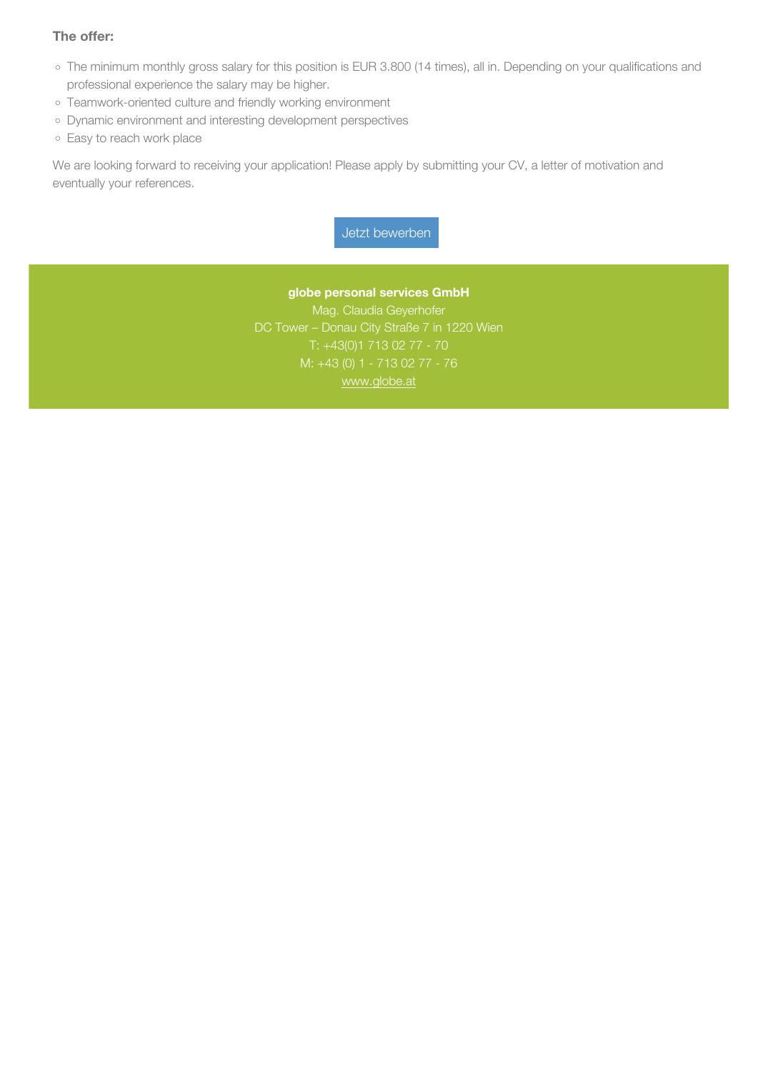**The offer:**

- The minimum monthly gross salary for this position is EUR 3.800 (14 times), all in. Depending on your qualifications and professional experience the salary may be higher.
- Teamwork-oriented culture and friendly working environment
- Dynamic environment and interesting development perspectives
- Easy to reach work place

We are looking forward to receiving your application! Please apply by submitting your CV, a letter of motivation and eventually your references.

Jetzt bewerben

**globe personal services GmbH**
Mag. Claudia Geyerhofer
DC Tower – Donau City Straße 7 in 1220 Wien
T: +43(0)1 713 02 77 - 70
M: +43 (0) 1 - 713 02 77 - 76
www.globe.at